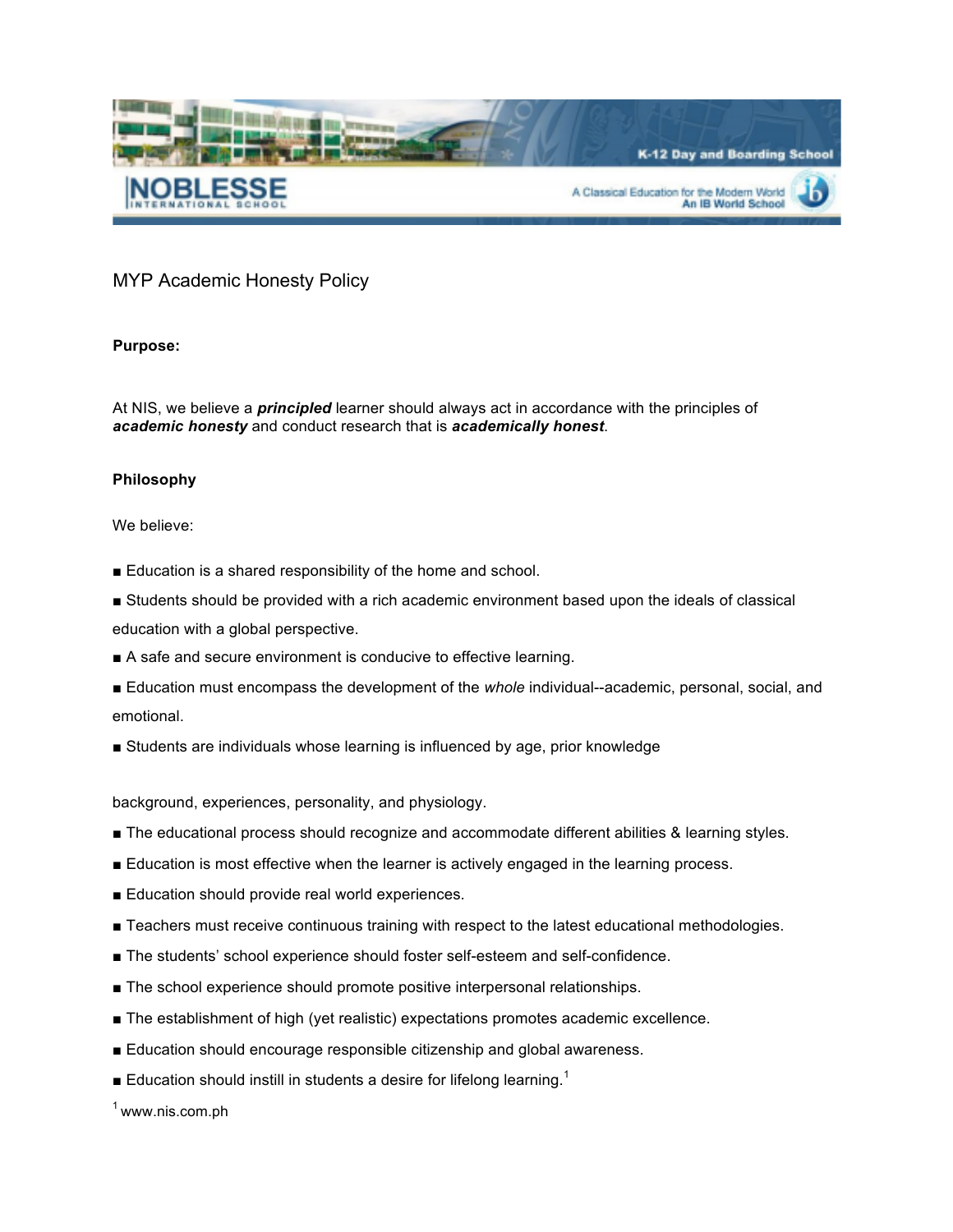NOBLESSE INTERNATIONAL SCHOOL

K-12 Day and Boarding School

A Classical Education for the Modern World
An IB World School

# MYP Academic Honesty Policy

**Purpose:**

At NIS, we believe a ***principled*** learner should always act in accordance with the principles of ***academic honesty*** and conduct research that is ***academically honest***.

**Philosophy**

We believe:

- Education is a shared responsibility of the home and school.
- Students should be provided with a rich academic environment based upon the ideals of classical education with a global perspective.
- A safe and secure environment is conducive to effective learning.
- Education must encompass the development of the *whole* individual--academic, personal, social, and emotional.
- Students are individuals whose learning is influenced by age, prior knowledge background, experiences, personality, and physiology.
- The educational process should recognize and accommodate different abilities & learning styles.
- Education is most effective when the learner is actively engaged in the learning process.
- Education should provide real world experiences.
- Teachers must receive continuous training with respect to the latest educational methodologies.
- The students' school experience should foster self-esteem and self-confidence.
- The school experience should promote positive interpersonal relationships.
- The establishment of high (yet realistic) expectations promotes academic excellence.
- Education should encourage responsible citizenship and global awareness.
- Education should instill in students a desire for lifelong learning.[1]

[1] www.nis.com.ph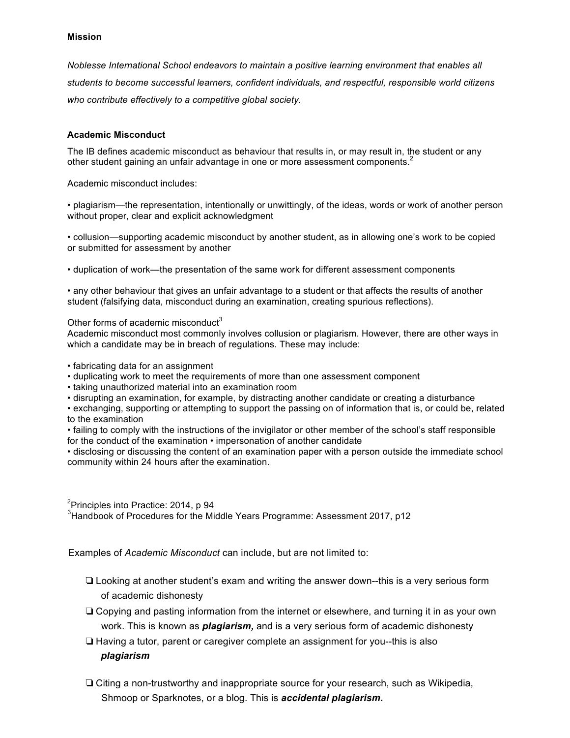**Mission**

*Noblesse International School endeavors to maintain a positive learning environment that enables all students to become successful learners, confident individuals, and respectful, responsible world citizens who contribute effectively to a competitive global society.*

**Academic Misconduct**

The IB defines academic misconduct as behaviour that results in, or may result in, the student or any other student gaining an unfair advantage in one or more assessment components.[2]

Academic misconduct includes:

• plagiarism—the representation, intentionally or unwittingly, of the ideas, words or work of another person without proper, clear and explicit acknowledgment

• collusion—supporting academic misconduct by another student, as in allowing one's work to be copied or submitted for assessment by another

• duplication of work—the presentation of the same work for different assessment components

• any other behaviour that gives an unfair advantage to a student or that affects the results of another student (falsifying data, misconduct during an examination, creating spurious reflections).

Other forms of academic misconduct[3]
Academic misconduct most commonly involves collusion or plagiarism. However, there are other ways in which a candidate may be in breach of regulations. These may include:

• fabricating data for an assignment
• duplicating work to meet the requirements of more than one assessment component
• taking unauthorized material into an examination room
• disrupting an examination, for example, by distracting another candidate or creating a disturbance
• exchanging, supporting or attempting to support the passing on of information that is, or could be, related to the examination
• failing to comply with the instructions of the invigilator or other member of the school's staff responsible for the conduct of the examination • impersonation of another candidate
• disclosing or discussing the content of an examination paper with a person outside the immediate school community within 24 hours after the examination.

[2]Principles into Practice: 2014, p 94
[3]Handbook of Procedures for the Middle Years Programme: Assessment 2017, p12

Examples of *Academic Misconduct* can include, but are not limited to:

- ❏ Looking at another student's exam and writing the answer down--this is a very serious form of academic dishonesty
- ❏ Copying and pasting information from the internet or elsewhere, and turning it in as your own work. This is known as ***plagiarism,*** and is a very serious form of academic dishonesty
- ❏ Having a tutor, parent or caregiver complete an assignment for you--this is also ***plagiarism***
- ❏ Citing a non-trustworthy and inappropriate source for your research, such as Wikipedia, Shmoop or Sparknotes, or a blog. This is ***accidental plagiarism.***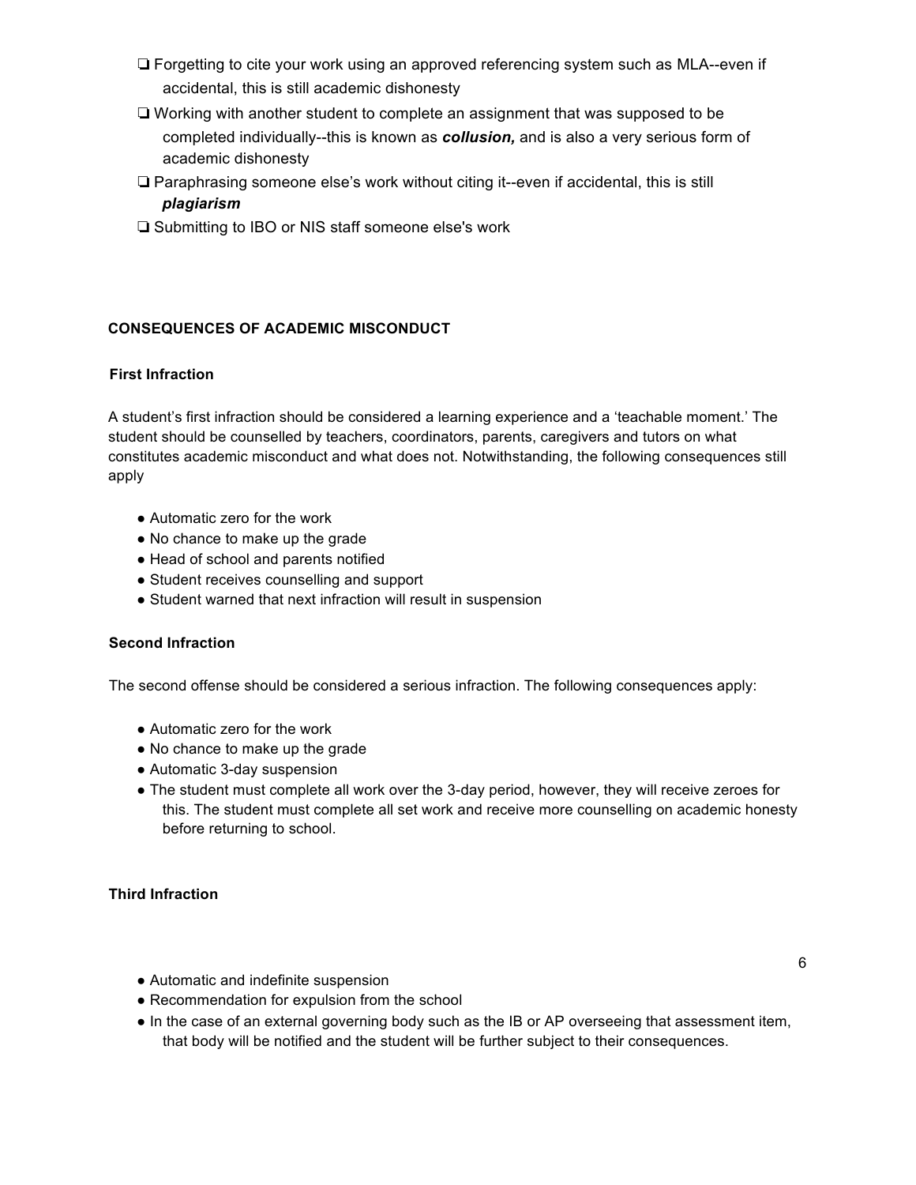- ❏ Forgetting to cite your work using an approved referencing system such as MLA--even if accidental, this is still academic dishonesty
- ❏ Working with another student to complete an assignment that was supposed to be completed individually--this is known as ***collusion,*** and is also a very serious form of academic dishonesty
- ❏ Paraphrasing someone else's work without citing it--even if accidental, this is still ***plagiarism***
- ❏ Submitting to IBO or NIS staff someone else's work

**CONSEQUENCES OF ACADEMIC MISCONDUCT**

**First Infraction**

A student's first infraction should be considered a learning experience and a 'teachable moment.' The student should be counselled by teachers, coordinators, parents, caregivers and tutors on what constitutes academic misconduct and what does not. Notwithstanding, the following consequences still apply

- Automatic zero for the work
- No chance to make up the grade
- Head of school and parents notified
- Student receives counselling and support
- Student warned that next infraction will result in suspension

**Second Infraction**

The second offense should be considered a serious infraction. The following consequences apply:

- Automatic zero for the work
- No chance to make up the grade
- Automatic 3-day suspension
- The student must complete all work over the 3-day period, however, they will receive zeroes for this. The student must complete all set work and receive more counselling on academic honesty before returning to school.

**Third Infraction**

- Automatic and indefinite suspension
- Recommendation for expulsion from the school
- In the case of an external governing body such as the IB or AP overseeing that assessment item, that body will be notified and the student will be further subject to their consequences.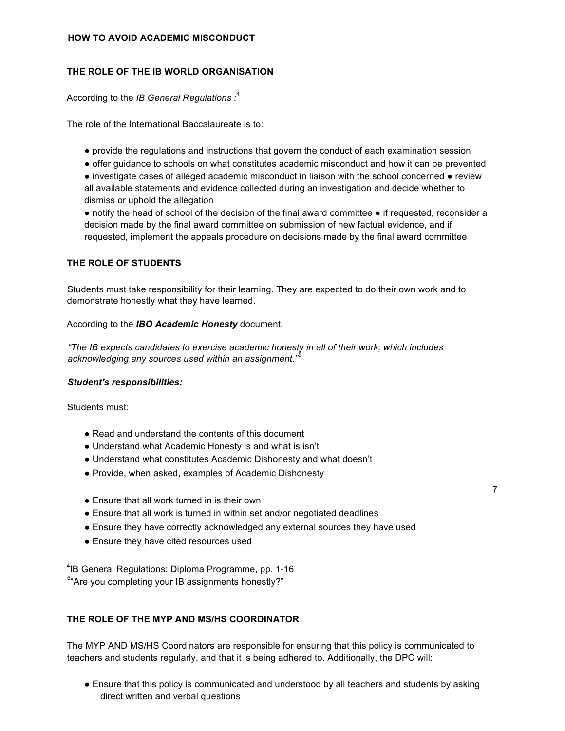## HOW TO AVOID ACADEMIC MISCONDUCT

### THE ROLE OF THE IB WORLD ORGANISATION

According to the *IB General Regulations* :[4]

The role of the International Baccalaureate is to:

- provide the regulations and instructions that govern the conduct of each examination session
- offer guidance to schools on what constitutes academic misconduct and how it can be prevented
- investigate cases of alleged academic misconduct in liaison with the school concerned
- review all available statements and evidence collected during an investigation and decide whether to dismiss or uphold the allegation
- notify the head of school of the decision of the final award committee
- if requested, reconsider a decision made by the final award committee on submission of new factual evidence, and if requested, implement the appeals procedure on decisions made by the final award committee

### THE ROLE OF STUDENTS

Students must take responsibility for their learning. They are expected to do their own work and to demonstrate honestly what they have learned.

According to the ***IBO Academic Honesty*** document,

*"The IB expects candidates to exercise academic honesty in all of their work, which includes acknowledging any sources used within an assignment."*[5]

***Student's responsibilities:***

Students must:

- Read and understand the contents of this document
- Understand what Academic Honesty is and what is isn't
- Understand what constitutes Academic Dishonesty and what doesn't
- Provide, when asked, examples of Academic Dishonesty
- Ensure that all work turned in is their own
- Ensure that all work is turned in within set and/or negotiated deadlines
- Ensure they have correctly acknowledged any external sources they have used
- Ensure they have cited resources used

[4]IB General Regulations: Diploma Programme, pp. 1-16

[5]"Are you completing your IB assignments honestly?"

### THE ROLE OF THE MYP AND MS/HS COORDINATOR

The MYP AND MS/HS Coordinators are responsible for ensuring that this policy is communicated to teachers and students regularly, and that it is being adhered to. Additionally, the DPC will:

- Ensure that this policy is communicated and understood by all teachers and students by asking direct written and verbal questions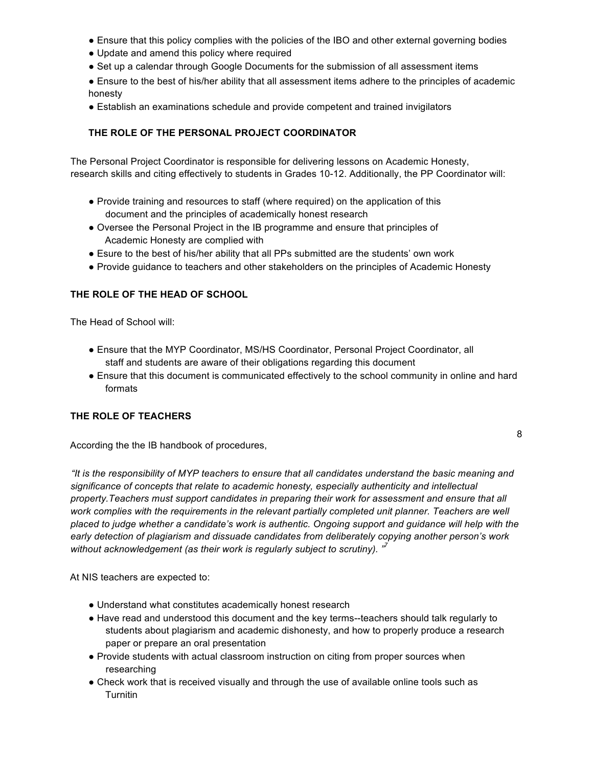- Ensure that this policy complies with the policies of the IBO and other external governing bodies
- Update and amend this policy where required
- Set up a calendar through Google Documents for the submission of all assessment items
- Ensure to the best of his/her ability that all assessment items adhere to the principles of academic honesty
- Establish an examinations schedule and provide competent and trained invigilators

### THE ROLE OF THE PERSONAL PROJECT COORDINATOR

The Personal Project Coordinator is responsible for delivering lessons on Academic Honesty, research skills and citing effectively to students in Grades 10-12. Additionally, the PP Coordinator will:

- Provide training and resources to staff (where required) on the application of this document and the principles of academically honest research
- Oversee the Personal Project in the IB programme and ensure that principles of Academic Honesty are complied with
- Esure to the best of his/her ability that all PPs submitted are the students' own work
- Provide guidance to teachers and other stakeholders on the principles of Academic Honesty

### THE ROLE OF THE HEAD OF SCHOOL

The Head of School will:

- Ensure that the MYP Coordinator, MS/HS Coordinator, Personal Project Coordinator, all staff and students are aware of their obligations regarding this document
- Ensure that this document is communicated effectively to the school community in online and hard formats

### THE ROLE OF TEACHERS

According the the IB handbook of procedures,

*"It is the responsibility of MYP teachers to ensure that all candidates understand the basic meaning and significance of concepts that relate to academic honesty, especially authenticity and intellectual property.Teachers must support candidates in preparing their work for assessment and ensure that all work complies with the requirements in the relevant partially completed unit planner. Teachers are well placed to judge whether a candidate's work is authentic. Ongoing support and guidance will help with the early detection of plagiarism and dissuade candidates from deliberately copying another person's work without acknowledgement (as their work is regularly subject to scrutiny). "*[7]

At NIS teachers are expected to:

- Understand what constitutes academically honest research
- Have read and understood this document and the key terms--teachers should talk regularly to students about plagiarism and academic dishonesty, and how to properly produce a research paper or prepare an oral presentation
- Provide students with actual classroom instruction on citing from proper sources when researching
- Check work that is received visually and through the use of available online tools such as Turnitin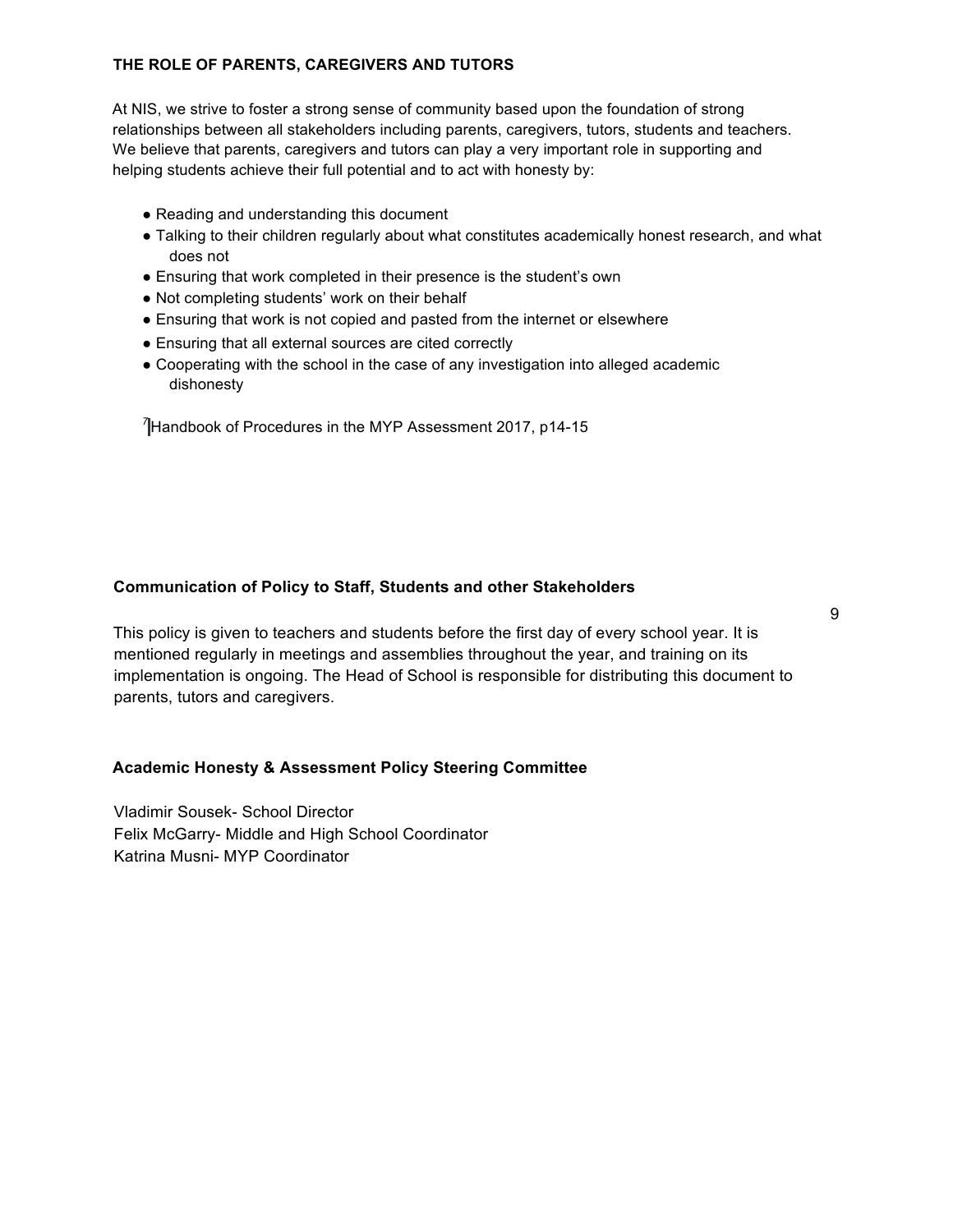## THE ROLE OF PARENTS, CAREGIVERS AND TUTORS

At NIS, we strive to foster a strong sense of community based upon the foundation of strong relationships between all stakeholders including parents, caregivers, tutors, students and teachers. We believe that parents, caregivers and tutors can play a very important role in supporting and helping students achieve their full potential and to act with honesty by:

- Reading and understanding this document
- Talking to their children regularly about what constitutes academically honest research, and what does not
- Ensuring that work completed in their presence is the student's own
- Not completing students' work on their behalf
- Ensuring that work is not copied and pasted from the internet or elsewhere
- Ensuring that all external sources are cited correctly
- Cooperating with the school in the case of any investigation into alleged academic dishonesty

[7] Handbook of Procedures in the MYP Assessment 2017, p14-15

## Communication of Policy to Staff, Students and other Stakeholders

This policy is given to teachers and students before the first day of every school year. It is mentioned regularly in meetings and assemblies throughout the year, and training on its implementation is ongoing. The Head of School is responsible for distributing this document to parents, tutors and caregivers.

## Academic Honesty & Assessment Policy Steering Committee

Vladimir Sousek- School Director
Felix McGarry- Middle and High School Coordinator
Katrina Musni- MYP Coordinator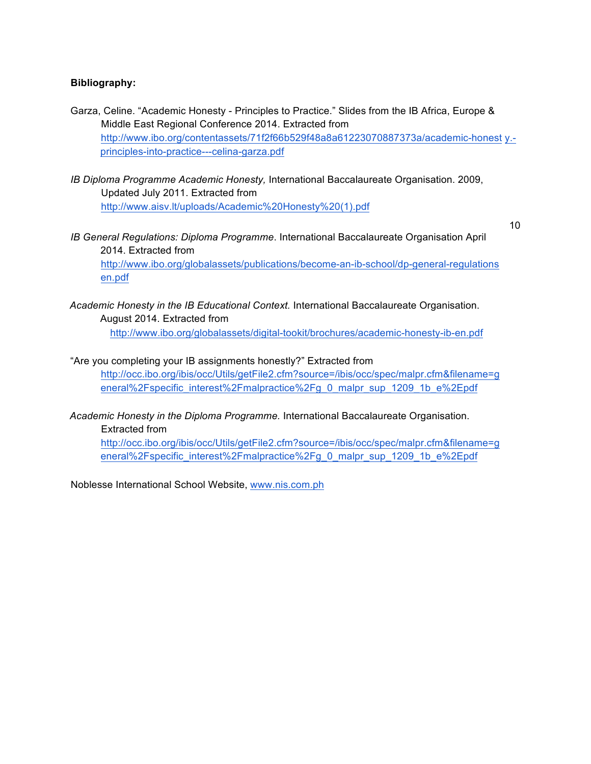**Bibliography:**

Garza, Celine. "Academic Honesty - Principles to Practice." Slides from the IB Africa, Europe & Middle East Regional Conference 2014. Extracted from http://www.ibo.org/contentassets/71f2f66b529f48a8a61223070887373a/academic-honest y.-principles-into-practice---celina-garza.pdf

*IB Diploma Programme Academic Honesty,* International Baccalaureate Organisation. 2009, Updated July 2011. Extracted from http://www.aisv.lt/uploads/Academic%20Honesty%20(1).pdf

*IB General Regulations: Diploma Programme*. International Baccalaureate Organisation April 2014. Extracted from http://www.ibo.org/globalassets/publications/become-an-ib-school/dp-general-regulations en.pdf

*Academic Honesty in the IB Educational Context.* International Baccalaureate Organisation. August 2014. Extracted from http://www.ibo.org/globalassets/digital-tookit/brochures/academic-honesty-ib-en.pdf

"Are you completing your IB assignments honestly?" Extracted from http://occ.ibo.org/ibis/occ/Utils/getFile2.cfm?source=/ibis/occ/spec/malpr.cfm&filename=general%2Fspecific_interest%2Fmalpractice%2Fg_0_malpr_sup_1209_1b_e%2Epdf

*Academic Honesty in the Diploma Programme.* International Baccalaureate Organisation. Extracted from http://occ.ibo.org/ibis/occ/Utils/getFile2.cfm?source=/ibis/occ/spec/malpr.cfm&filename=general%2Fspecific_interest%2Fmalpractice%2Fg_0_malpr_sup_1209_1b_e%2Epdf

Noblesse International School Website, www.nis.com.ph